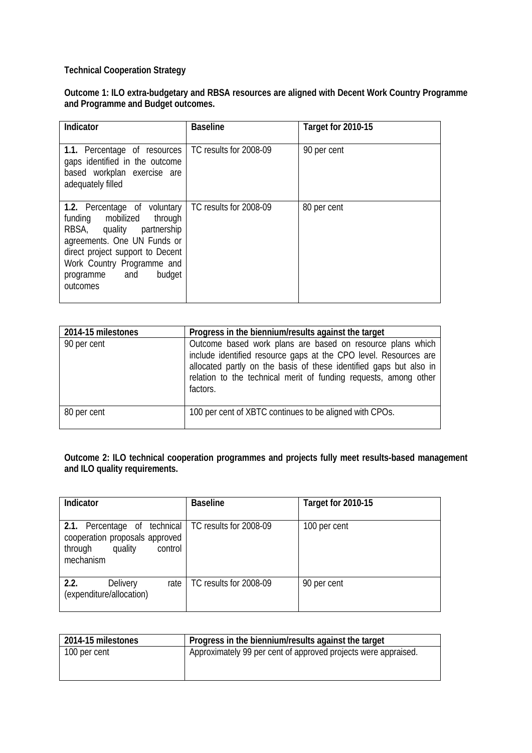**Technical Cooperation Strategy**

**Outcome 1: ILO extra-budgetary and RBSA resources are aligned with Decent Work Country Programme and Programme and Budget outcomes.**

| Indicator | Baseline | Target for 2010-15 |
| --- | --- | --- |
| **1.1.** Percentage of resources gaps identified in the outcome based workplan exercise are adequately filled | TC results for 2008-09 | 90 per cent |
| **1.2.** Percentage of voluntary funding mobilized through RBSA, quality partnership agreements. One UN Funds or direct project support to Decent Work Country Programme and programme and budget outcomes | TC results for 2008-09 | 80 per cent |

| 2014-15 milestones | Progress in the biennium/results against the target |
| --- | --- |
| 90 per cent | Outcome based work plans are based on resource plans which include identified resource gaps at the CPO level. Resources are allocated partly on the basis of these identified gaps but also in relation to the technical merit of funding requests, among other factors. |
| 80 per cent | 100 per cent of XBTC continues to be aligned with CPOs. |

**Outcome 2: ILO technical cooperation programmes and projects fully meet results-based management and ILO quality requirements.**

| Indicator | Baseline | Target for 2010-15 |
| --- | --- | --- |
| **2.1.** Percentage of technical cooperation proposals approved through quality control mechanism | TC results for 2008-09 | 100 per cent |
| **2.2.** Delivery rate (expenditure/allocation) | TC results for 2008-09 | 90 per cent |

| 2014-15 milestones | Progress in the biennium/results against the target |
| --- | --- |
| 100 per cent | Approximately 99 per cent of approved projects were appraised. |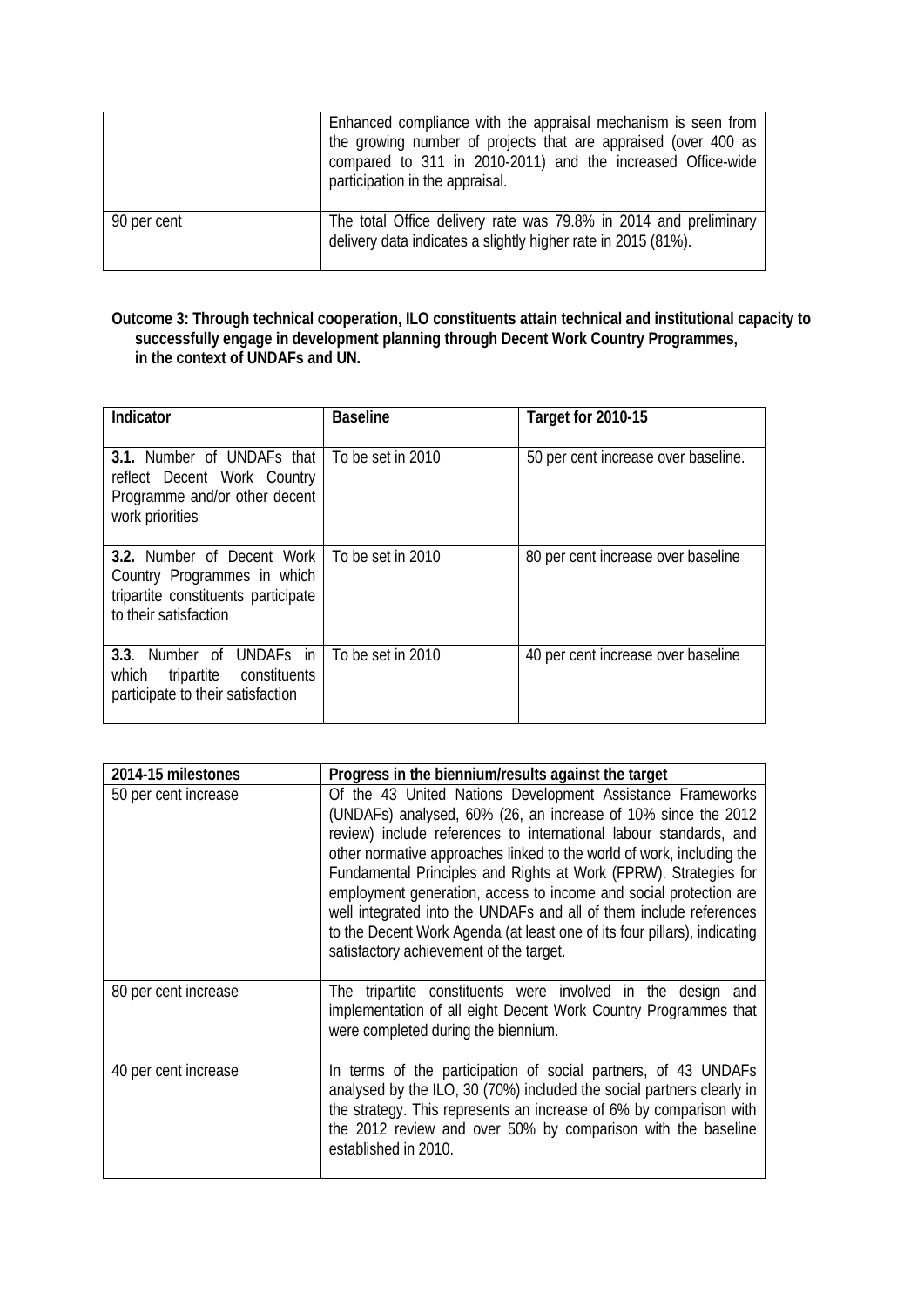| | |
|---|---|
| | Enhanced compliance with the appraisal mechanism is seen from the growing number of projects that are appraised (over 400 as compared to 311 in 2010-2011) and the increased Office-wide participation in the appraisal. |
| 90 per cent | The total Office delivery rate was 79.8% in 2014 and preliminary delivery data indicates a slightly higher rate in 2015 (81%). |

**Outcome 3: Through technical cooperation, ILO constituents attain technical and institutional capacity to successfully engage in development planning through Decent Work Country Programmes, in the context of UNDAFs and UN.**

| Indicator | Baseline | Target for 2010-15 |
|---|---|---|
| **3.1.** Number of UNDAFs that reflect Decent Work Country Programme and/or other decent work priorities | To be set in 2010 | 50 per cent increase over baseline. |
| **3.2.** Number of Decent Work Country Programmes in which tripartite constituents participate to their satisfaction | To be set in 2010 | 80 per cent increase over baseline |
| **3.3**. Number of UNDAFs in which tripartite constituents participate to their satisfaction | To be set in 2010 | 40 per cent increase over baseline |

| 2014-15 milestones | Progress in the biennium/results against the target |
|---|---|
| 50 per cent increase | Of the 43 United Nations Development Assistance Frameworks (UNDAFs) analysed, 60% (26, an increase of 10% since the 2012 review) include references to international labour standards, and other normative approaches linked to the world of work, including the Fundamental Principles and Rights at Work (FPRW). Strategies for employment generation, access to income and social protection are well integrated into the UNDAFs and all of them include references to the Decent Work Agenda (at least one of its four pillars), indicating satisfactory achievement of the target. |
| 80 per cent increase | The tripartite constituents were involved in the design and implementation of all eight Decent Work Country Programmes that were completed during the biennium. |
| 40 per cent increase | In terms of the participation of social partners, of 43 UNDAFs analysed by the ILO, 30 (70%) included the social partners clearly in the strategy. This represents an increase of 6% by comparison with the 2012 review and over 50% by comparison with the baseline established in 2010. |